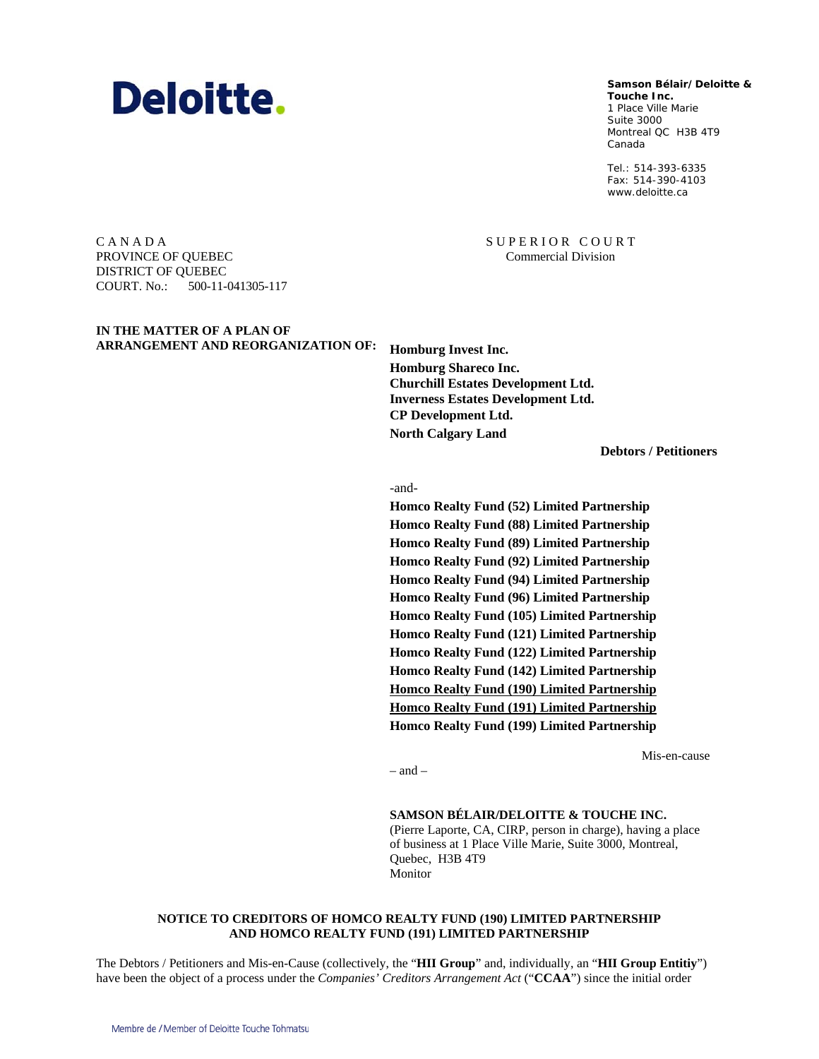**Deloitte.**

**Samson Bélair/Deloitte & Touche Inc.**
1 Place Ville Marie
Suite 3000
Montreal QC H3B 4T9
Canada

Tel.: 514-393-6335
Fax: 514-390-4103
www.deloitte.ca

C A N A D A
PROVINCE OF QUEBEC
DISTRICT OF QUEBEC
COURT. No.: 500-11-041305-117

S U P E R I O R C O U R T
Commercial Division

**IN THE MATTER OF A PLAN OF ARRANGEMENT AND REORGANIZATION OF:**

**Homburg Invest Inc.**
**Homburg Shareco Inc.**
**Churchill Estates Development Ltd.**
**Inverness Estates Development Ltd.**
**CP Development Ltd.**
**North Calgary Land**

**Debtors / Petitioners**

-and-

**Homco Realty Fund (52) Limited Partnership**
**Homco Realty Fund (88) Limited Partnership**
**Homco Realty Fund (89) Limited Partnership**
**Homco Realty Fund (92) Limited Partnership**
**Homco Realty Fund (94) Limited Partnership**
**Homco Realty Fund (96) Limited Partnership**
**Homco Realty Fund (105) Limited Partnership**
**Homco Realty Fund (121) Limited Partnership**
**Homco Realty Fund (122) Limited Partnership**
**Homco Realty Fund (142) Limited Partnership**
<u>**Homco Realty Fund (190) Limited Partnership**</u>
<u>**Homco Realty Fund (191) Limited Partnership**</u>
**Homco Realty Fund (199) Limited Partnership**

Mis-en-cause

– and –

**SAMSON BÉLAIR/DELOITTE & TOUCHE INC.**
(Pierre Laporte, CA, CIRP, person in charge), having a place of business at 1 Place Ville Marie, Suite 3000, Montreal, Quebec, H3B 4T9
Monitor

**NOTICE TO CREDITORS OF HOMCO REALTY FUND (190) LIMITED PARTNERSHIP AND HOMCO REALTY FUND (191) LIMITED PARTNERSHIP**

The Debtors / Petitioners and Mis-en-Cause (collectively, the "**HII Group**" and, individually, an "**HII Group Entitiy**") have been the object of a process under the *Companies' Creditors Arrangement Act* ("**CCAA**") since the initial order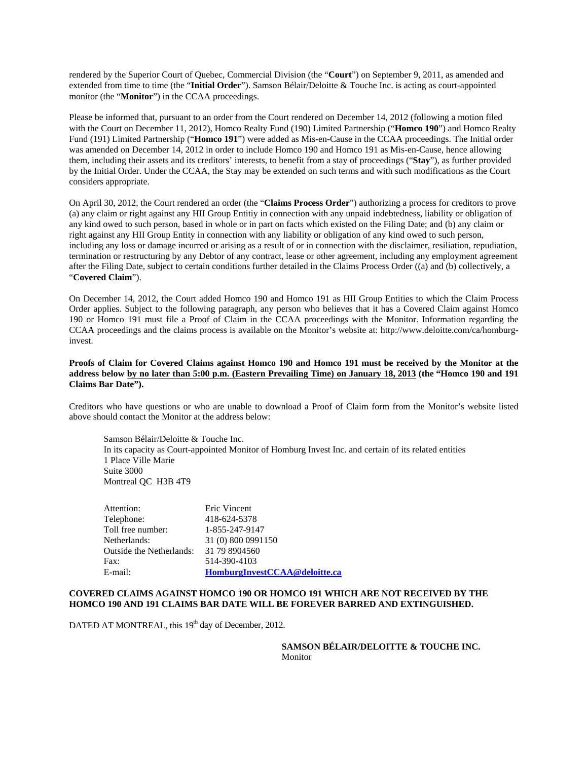rendered by the Superior Court of Quebec, Commercial Division (the "**Court**") on September 9, 2011, as amended and extended from time to time (the "**Initial Order**"). Samson Bélair/Deloitte & Touche Inc. is acting as court-appointed monitor (the "**Monitor**") in the CCAA proceedings.

Please be informed that, pursuant to an order from the Court rendered on December 14, 2012 (following a motion filed with the Court on December 11, 2012), Homco Realty Fund (190) Limited Partnership ("**Homco 190**") and Homco Realty Fund (191) Limited Partnership ("**Homco 191**") were added as Mis-en-Cause in the CCAA proceedings. The Initial order was amended on December 14, 2012 in order to include Homco 190 and Homco 191 as Mis-en-Cause, hence allowing them, including their assets and its creditors' interests, to benefit from a stay of proceedings ("**Stay**"), as further provided by the Initial Order. Under the CCAA, the Stay may be extended on such terms and with such modifications as the Court considers appropriate.

On April 30, 2012, the Court rendered an order (the "**Claims Process Order**") authorizing a process for creditors to prove (a) any claim or right against any HII Group Entitiy in connection with any unpaid indebtedness, liability or obligation of any kind owed to such person, based in whole or in part on facts which existed on the Filing Date; and (b) any claim or right against any HII Group Entity in connection with any liability or obligation of any kind owed to such person, including any loss or damage incurred or arising as a result of or in connection with the disclaimer, resiliation, repudiation, termination or restructuring by any Debtor of any contract, lease or other agreement, including any employment agreement after the Filing Date, subject to certain conditions further detailed in the Claims Process Order ((a) and (b) collectively, a "**Covered Claim**").

On December 14, 2012, the Court added Homco 190 and Homco 191 as HII Group Entities to which the Claim Process Order applies. Subject to the following paragraph, any person who believes that it has a Covered Claim against Homco 190 or Homco 191 must file a Proof of Claim in the CCAA proceedings with the Monitor. Information regarding the CCAA proceedings and the claims process is available on the Monitor's website at: http://www.deloitte.com/ca/homburg-invest.

**Proofs of Claim for Covered Claims against Homco 190 and Homco 191 must be received by the Monitor at the address below <u>by no later than 5:00 p.m. (Eastern Prevailing Time) on January 18, 2013</u> (the "Homco 190 and 191 Claims Bar Date").**

Creditors who have questions or who are unable to download a Proof of Claim form from the Monitor's website listed above should contact the Monitor at the address below:

Samson Bélair/Deloitte & Touche Inc.
In its capacity as Court-appointed Monitor of Homburg Invest Inc. and certain of its related entities
1 Place Ville Marie
Suite 3000
Montreal QC H3B 4T9

| | |
|---|---|
| Attention: | Eric Vincent |
| Telephone: | 418-624-5378 |
| Toll free number: | 1-855-247-9147 |
| Netherlands: | 31 (0) 800 0991150 |
| Outside the Netherlands: | 31 79 8904560 |
| Fax: | 514-390-4103 |
| E-mail: | **HomburgInvestCCAA@deloitte.ca** |

**COVERED CLAIMS AGAINST HOMCO 190 OR HOMCO 191 WHICH ARE NOT RECEIVED BY THE HOMCO 190 AND 191 CLAIMS BAR DATE WILL BE FOREVER BARRED AND EXTINGUISHED.**

DATED AT MONTREAL, this 19th day of December, 2012.

**SAMSON BÉLAIR/DELOITTE & TOUCHE INC.**
Monitor